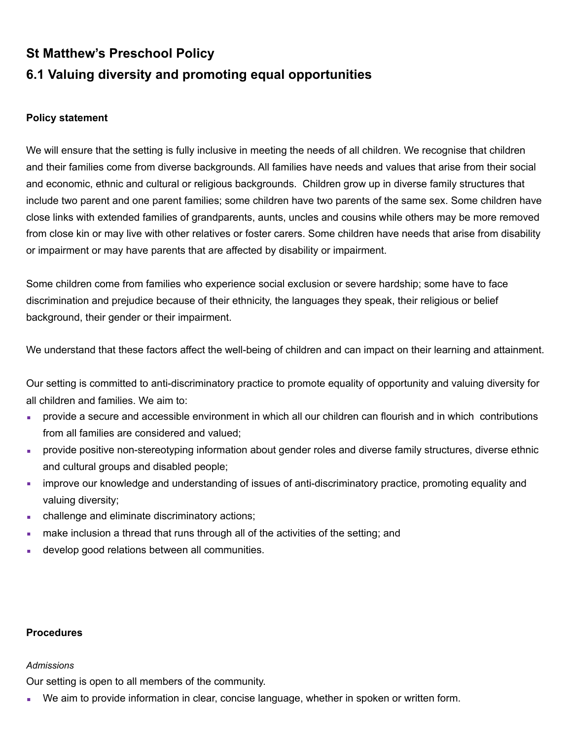## St Matthew's Preschool Policy

## 6.1 Valuing diversity and promoting equal opportunities

**Policy statement**

We will ensure that the setting is fully inclusive in meeting the needs of all children. We recognise that children and their families come from diverse backgrounds. All families have needs and values that arise from their social and economic, ethnic and cultural or religious backgrounds. Children grow up in diverse family structures that include two parent and one parent families; some children have two parents of the same sex. Some children have close links with extended families of grandparents, aunts, uncles and cousins while others may be more removed from close kin or may live with other relatives or foster carers. Some children have needs that arise from disability or impairment or may have parents that are affected by disability or impairment.

Some children come from families who experience social exclusion or severe hardship; some have to face discrimination and prejudice because of their ethnicity, the languages they speak, their religious or belief background, their gender or their impairment.

We understand that these factors affect the well-being of children and can impact on their learning and attainment.

Our setting is committed to anti-discriminatory practice to promote equality of opportunity and valuing diversity for all children and families. We aim to:

- provide a secure and accessible environment in which all our children can flourish and in which contributions from all families are considered and valued;
- provide positive non-stereotyping information about gender roles and diverse family structures, diverse ethnic and cultural groups and disabled people;
- improve our knowledge and understanding of issues of anti-discriminatory practice, promoting equality and valuing diversity;
- challenge and eliminate discriminatory actions;
- make inclusion a thread that runs through all of the activities of the setting; and
- develop good relations between all communities.

**Procedures**

*Admissions*

Our setting is open to all members of the community.

- We aim to provide information in clear, concise language, whether in spoken or written form.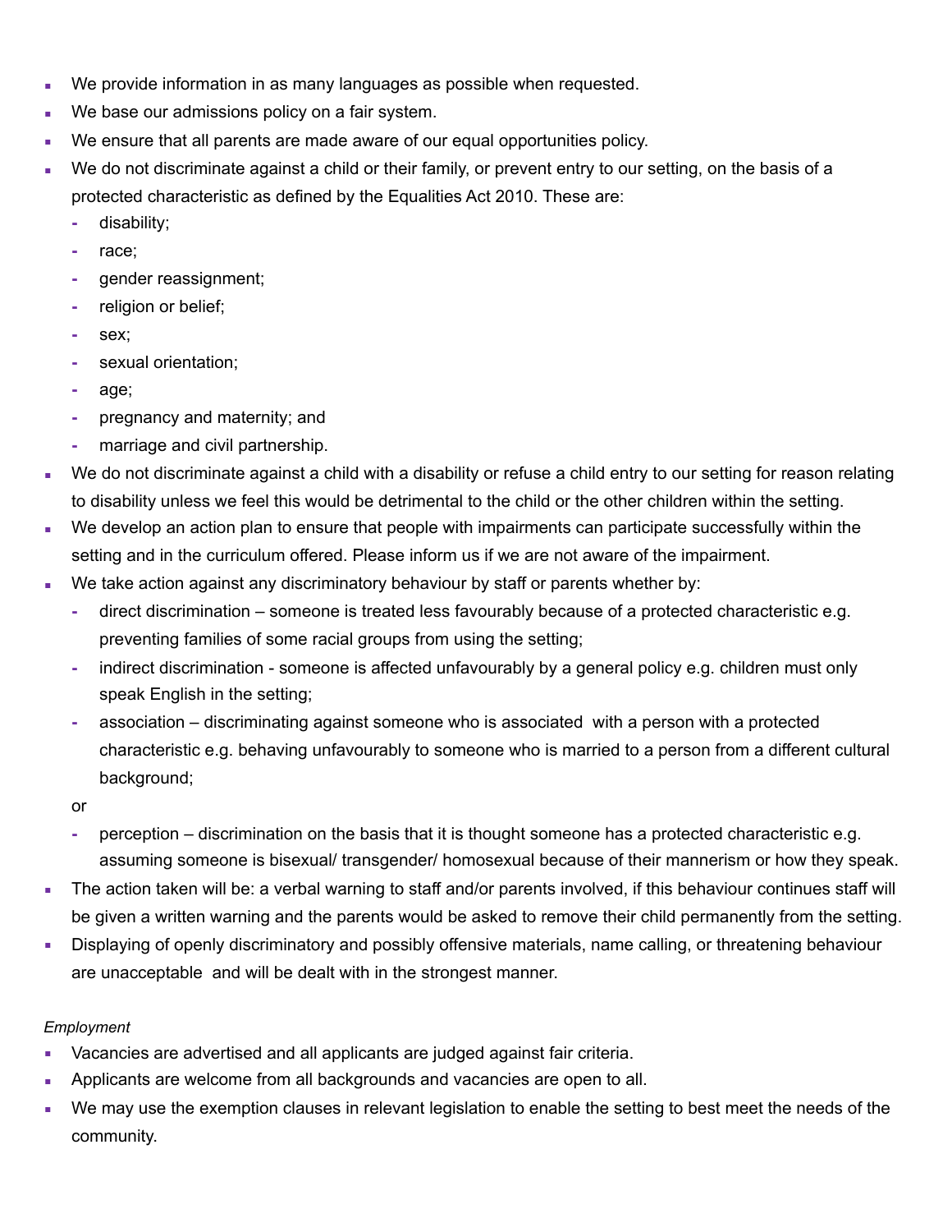- We provide information in as many languages as possible when requested.
- We base our admissions policy on a fair system.
- We ensure that all parents are made aware of our equal opportunities policy.
- We do not discriminate against a child or their family, or prevent entry to our setting, on the basis of a protected characteristic as defined by the Equalities Act 2010. These are:
  - disability;
  - race;
  - gender reassignment;
  - religion or belief;
  - sex;
  - sexual orientation;
  - age;
  - pregnancy and maternity; and
  - marriage and civil partnership.
- We do not discriminate against a child with a disability or refuse a child entry to our setting for reason relating to disability unless we feel this would be detrimental to the child or the other children within the setting.
- We develop an action plan to ensure that people with impairments can participate successfully within the setting and in the curriculum offered. Please inform us if we are not aware of the impairment.
- We take action against any discriminatory behaviour by staff or parents whether by:
  - direct discrimination – someone is treated less favourably because of a protected characteristic e.g. preventing families of some racial groups from using the setting;
  - indirect discrimination - someone is affected unfavourably by a general policy e.g. children must only speak English in the setting;
  - association – discriminating against someone who is associated with a person with a protected characteristic e.g. behaving unfavourably to someone who is married to a person from a different cultural background;

  or

  - perception – discrimination on the basis that it is thought someone has a protected characteristic e.g. assuming someone is bisexual/ transgender/ homosexual because of their mannerism or how they speak.
- The action taken will be: a verbal warning to staff and/or parents involved, if this behaviour continues staff will be given a written warning and the parents would be asked to remove their child permanently from the setting.
- Displaying of openly discriminatory and possibly offensive materials, name calling, or threatening behaviour are unacceptable and will be dealt with in the strongest manner.

*Employment*

- Vacancies are advertised and all applicants are judged against fair criteria.
- Applicants are welcome from all backgrounds and vacancies are open to all.
- We may use the exemption clauses in relevant legislation to enable the setting to best meet the needs of the community.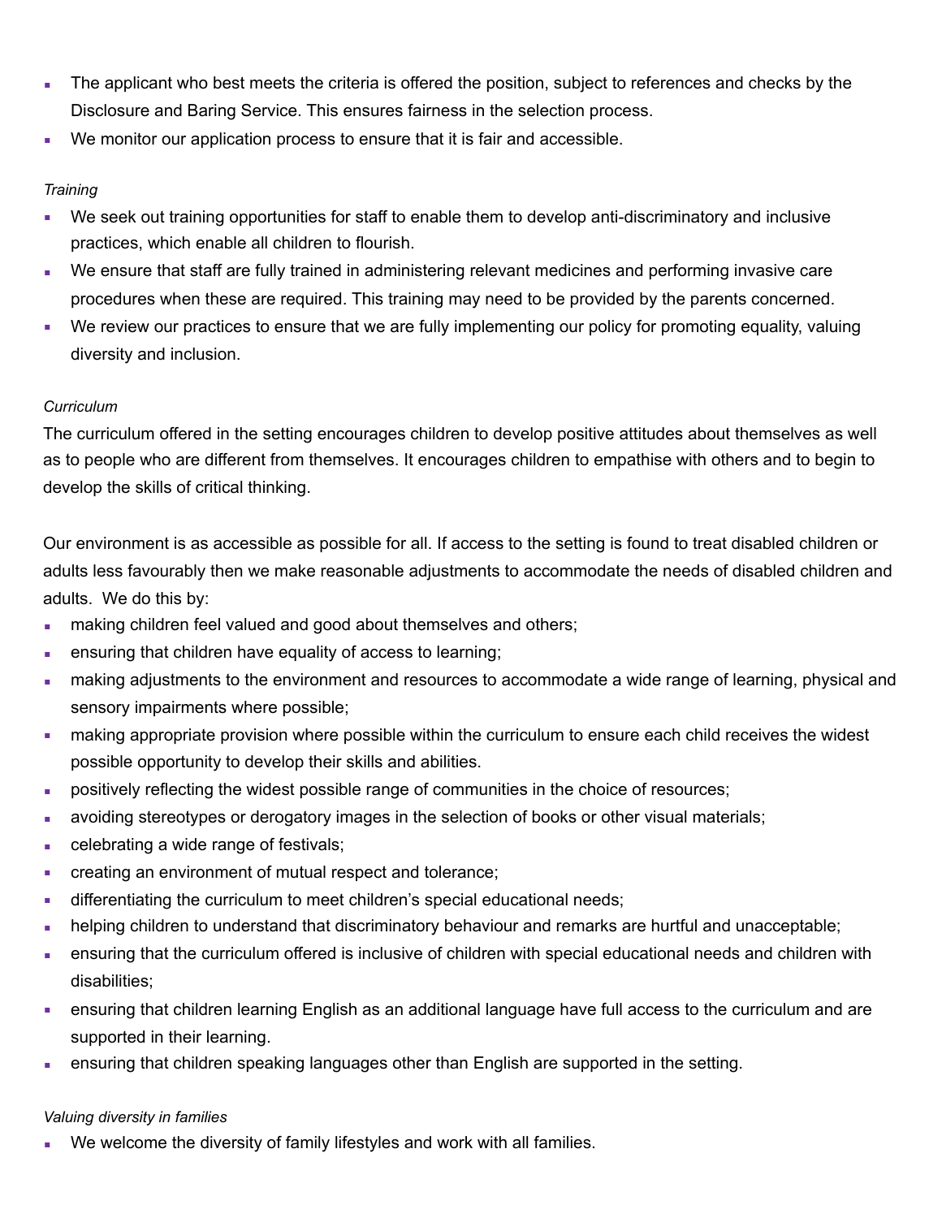- The applicant who best meets the criteria is offered the position, subject to references and checks by the Disclosure and Baring Service. This ensures fairness in the selection process.
- We monitor our application process to ensure that it is fair and accessible.

*Training*

- We seek out training opportunities for staff to enable them to develop anti-discriminatory and inclusive practices, which enable all children to flourish.
- We ensure that staff are fully trained in administering relevant medicines and performing invasive care procedures when these are required. This training may need to be provided by the parents concerned.
- We review our practices to ensure that we are fully implementing our policy for promoting equality, valuing diversity and inclusion.

*Curriculum*

The curriculum offered in the setting encourages children to develop positive attitudes about themselves as well as to people who are different from themselves. It encourages children to empathise with others and to begin to develop the skills of critical thinking.

Our environment is as accessible as possible for all. If access to the setting is found to treat disabled children or adults less favourably then we make reasonable adjustments to accommodate the needs of disabled children and adults. We do this by:

- making children feel valued and good about themselves and others;
- ensuring that children have equality of access to learning;
- making adjustments to the environment and resources to accommodate a wide range of learning, physical and sensory impairments where possible;
- making appropriate provision where possible within the curriculum to ensure each child receives the widest possible opportunity to develop their skills and abilities.
- positively reflecting the widest possible range of communities in the choice of resources;
- avoiding stereotypes or derogatory images in the selection of books or other visual materials;
- celebrating a wide range of festivals;
- creating an environment of mutual respect and tolerance;
- differentiating the curriculum to meet children's special educational needs;
- helping children to understand that discriminatory behaviour and remarks are hurtful and unacceptable;
- ensuring that the curriculum offered is inclusive of children with special educational needs and children with disabilities;
- ensuring that children learning English as an additional language have full access to the curriculum and are supported in their learning.
- ensuring that children speaking languages other than English are supported in the setting.

*Valuing diversity in families*

- We welcome the diversity of family lifestyles and work with all families.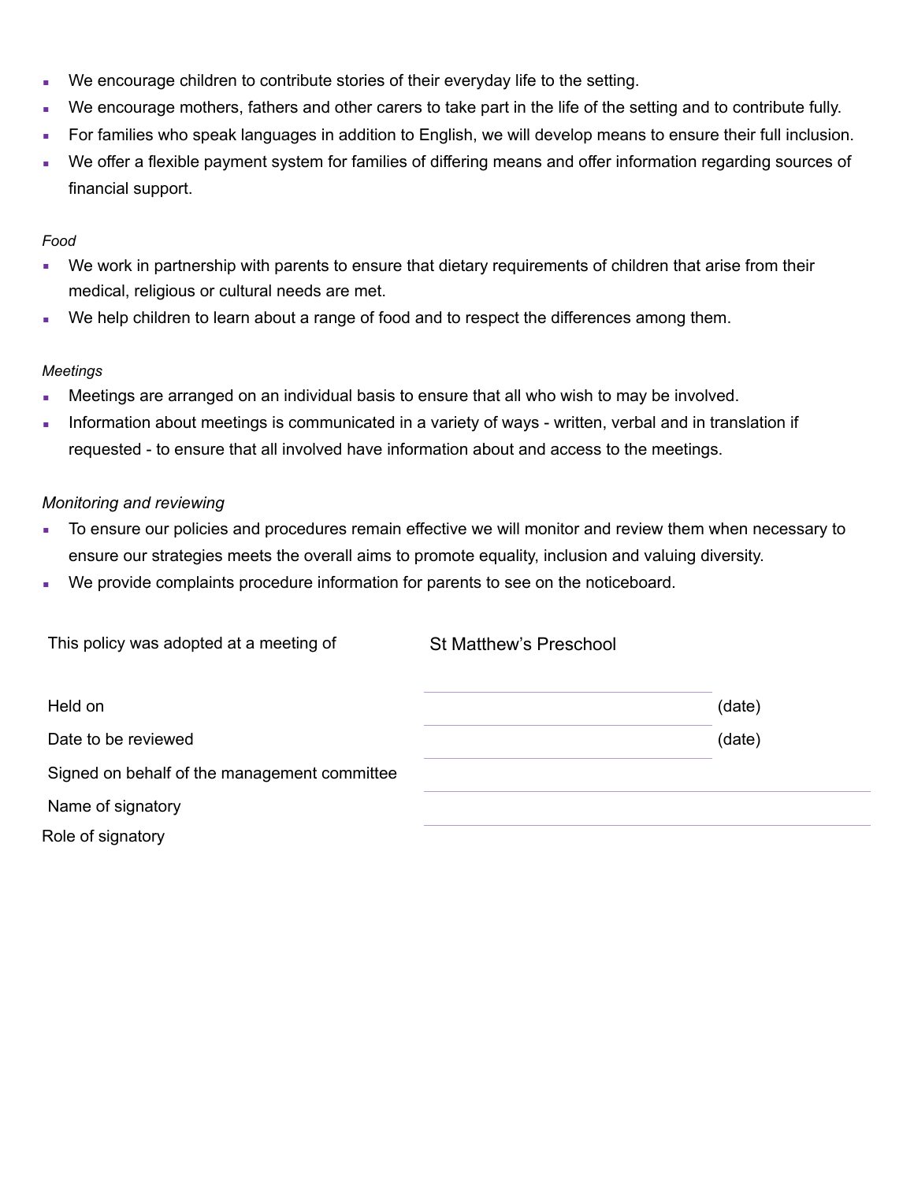- We encourage children to contribute stories of their everyday life to the setting.
- We encourage mothers, fathers and other carers to take part in the life of the setting and to contribute fully.
- For families who speak languages in addition to English, we will develop means to ensure their full inclusion.
- We offer a flexible payment system for families of differing means and offer information regarding sources of financial support.

*Food*

- We work in partnership with parents to ensure that dietary requirements of children that arise from their medical, religious or cultural needs are met.
- We help children to learn about a range of food and to respect the differences among them.

*Meetings*

- Meetings are arranged on an individual basis to ensure that all who wish to may be involved.
- Information about meetings is communicated in a variety of ways - written, verbal and in translation if requested - to ensure that all involved have information about and access to the meetings.

*Monitoring and reviewing*

- To ensure our policies and procedures remain effective we will monitor and review them when necessary to ensure our strategies meets the overall aims to promote equality, inclusion and valuing diversity.
- We provide complaints procedure information for parents to see on the noticeboard.

| | | |
|---|---|---|
| This policy was adopted at a meeting of | St Matthew's Preschool | |
| Held on | | (date) |
| Date to be reviewed | | (date) |
| Signed on behalf of the management committee | | |
| Name of signatory | | |
| Role of signatory | | |